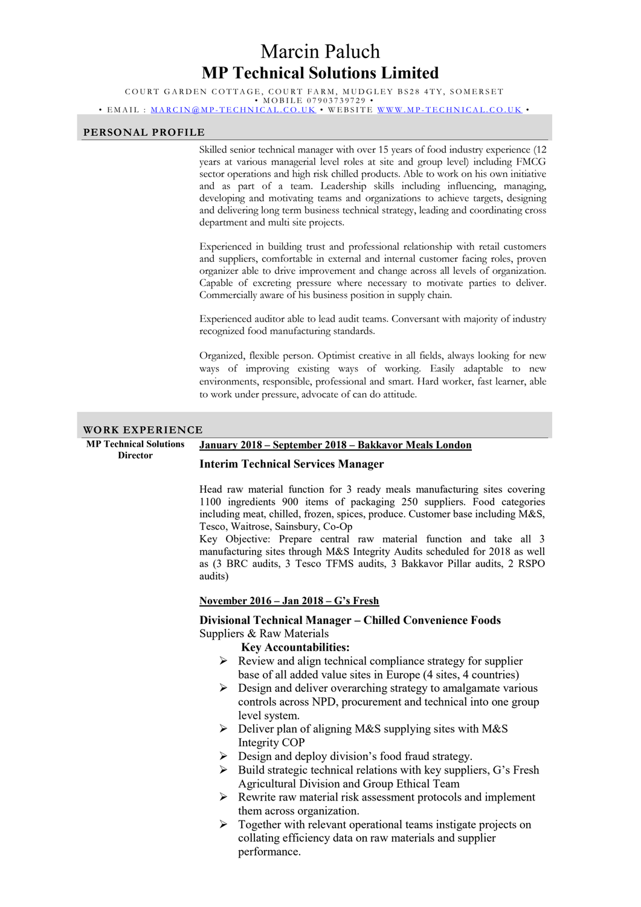# Marcin Paluch

## MP Technical Solutions Limited

COURT GARDEN COTTAGE, COURT FARM, MUDGLEY BS28 4TY, SOMERSET
• MOBILE 07903739729 •
• EMAIL : MARCIN@MP-TECHNICAL.CO.UK • WEBSITE WWW.MP-TECHNICAL.CO.UK •

## PERSONAL PROFILE

Skilled senior technical manager with over 15 years of food industry experience (12 years at various managerial level roles at site and group level) including FMCG sector operations and high risk chilled products. Able to work on his own initiative and as part of a team. Leadership skills including influencing, managing, developing and motivating teams and organizations to achieve targets, designing and delivering long term business technical strategy, leading and coordinating cross department and multi site projects.

Experienced in building trust and professional relationship with retail customers and suppliers, comfortable in external and internal customer facing roles, proven organizer able to drive improvement and change across all levels of organization. Capable of excreting pressure where necessary to motivate parties to deliver. Commercially aware of his business position in supply chain.

Experienced auditor able to lead audit teams. Conversant with majority of industry recognized food manufacturing standards.

Organized, flexible person. Optimist creative in all fields, always looking for new ways of improving existing ways of working. Easily adaptable to new environments, responsible, professional and smart. Hard worker, fast learner, able to work under pressure, advocate of can do attitude.

## WORK EXPERIENCE

**MP Technical Solutions Director**

**January 2018 – September 2018 – Bakkavor Meals London**

### Interim Technical Services Manager

Head raw material function for 3 ready meals manufacturing sites covering 1100 ingredients 900 items of packaging 250 suppliers. Food categories including meat, chilled, frozen, spices, produce. Customer base including M&S, Tesco, Waitrose, Sainsbury, Co-Op
Key Objective: Prepare central raw material function and take all 3 manufacturing sites through M&S Integrity Audits scheduled for 2018 as well as (3 BRC audits, 3 Tesco TFMS audits, 3 Bakkavor Pillar audits, 2 RSPO audits)

**November 2016 – Jan 2018 – G's Fresh**

### Divisional Technical Manager – Chilled Convenience Foods

Suppliers & Raw Materials

**Key Accountabilities:**

- Review and align technical compliance strategy for supplier base of all added value sites in Europe (4 sites, 4 countries)
- Design and deliver overarching strategy to amalgamate various controls across NPD, procurement and technical into one group level system.
- Deliver plan of aligning M&S supplying sites with M&S Integrity COP
- Design and deploy division's food fraud strategy.
- Build strategic technical relations with key suppliers, G's Fresh Agricultural Division and Group Ethical Team
- Rewrite raw material risk assessment protocols and implement them across organization.
- Together with relevant operational teams instigate projects on collating efficiency data on raw materials and supplier performance.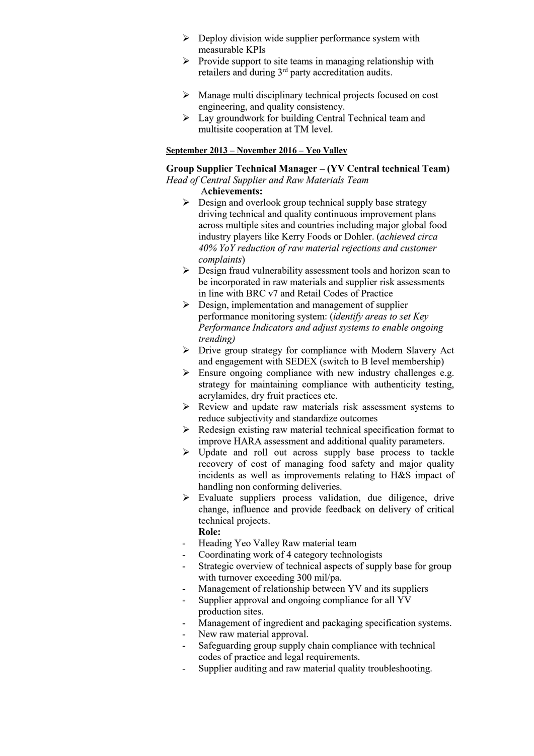- Deploy division wide supplier performance system with measurable KPIs
- Provide support to site teams in managing relationship with retailers and during 3rd party accreditation audits.

- Manage multi disciplinary technical projects focused on cost engineering, and quality consistency.
- Lay groundwork for building Central Technical team and multisite cooperation at TM level.

**September 2013 – November 2016 – Yeo Valley**

**Group Supplier Technical Manager – (YV Central technical Team)**
*Head of Central Supplier and Raw Materials Team*

**Achievements:**

- Design and overlook group technical supply base strategy driving technical and quality continuous improvement plans across multiple sites and countries including major global food industry players like Kerry Foods or Dohler. (*achieved circa 40% YoY reduction of raw material rejections and customer complaints*)
- Design fraud vulnerability assessment tools and horizon scan to be incorporated in raw materials and supplier risk assessments in line with BRC v7 and Retail Codes of Practice
- Design, implementation and management of supplier performance monitoring system: (*identify areas to set Key Performance Indicators and adjust systems to enable ongoing trending)*
- Drive group strategy for compliance with Modern Slavery Act and engagement with SEDEX (switch to B level membership)
- Ensure ongoing compliance with new industry challenges e.g. strategy for maintaining compliance with authenticity testing, acrylamides, dry fruit practices etc.
- Review and update raw materials risk assessment systems to reduce subjectivity and standardize outcomes
- Redesign existing raw material technical specification format to improve HARA assessment and additional quality parameters.
- Update and roll out across supply base process to tackle recovery of cost of managing food safety and major quality incidents as well as improvements relating to H&S impact of handling non conforming deliveries.
- Evaluate suppliers process validation, due diligence, drive change, influence and provide feedback on delivery of critical technical projects.

**Role:**

- Heading Yeo Valley Raw material team
- Coordinating work of 4 category technologists
- Strategic overview of technical aspects of supply base for group with turnover exceeding 300 mil/pa.
- Management of relationship between YV and its suppliers
- Supplier approval and ongoing compliance for all YV production sites.
- Management of ingredient and packaging specification systems.
- New raw material approval.
- Safeguarding group supply chain compliance with technical codes of practice and legal requirements.
- Supplier auditing and raw material quality troubleshooting.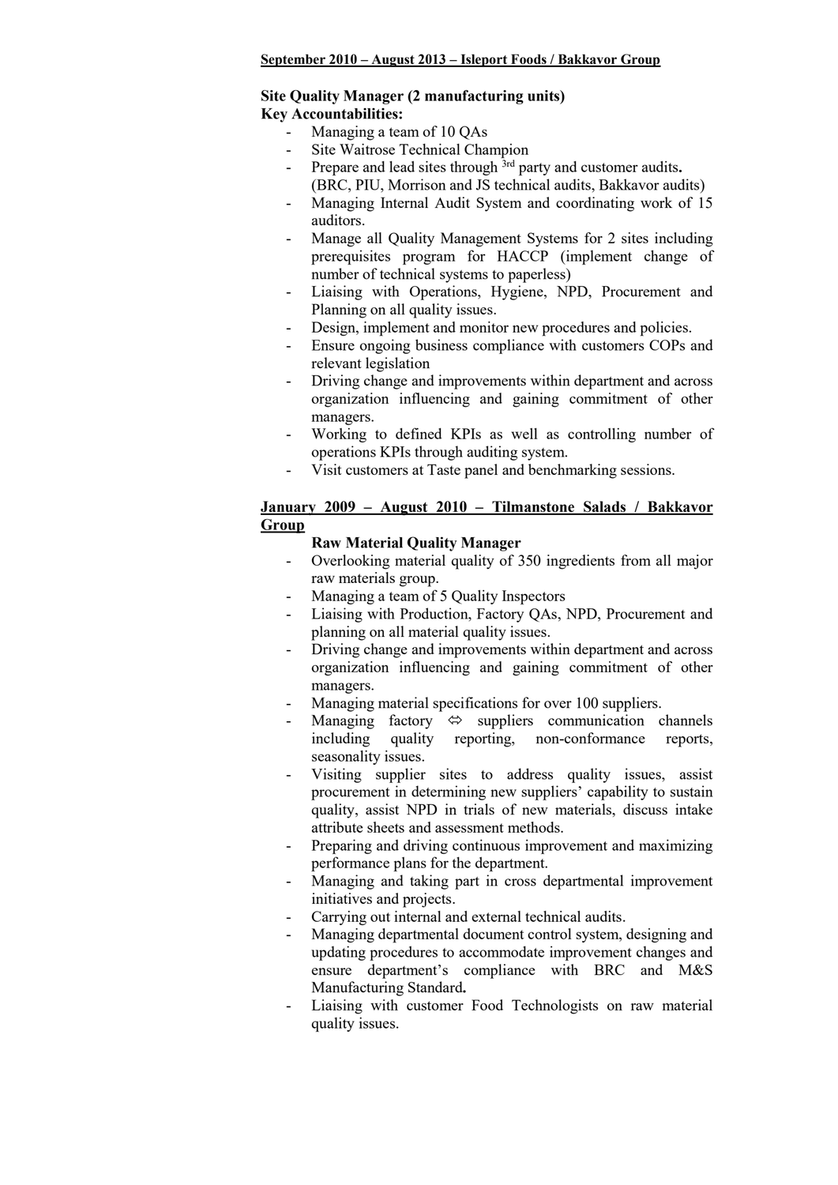**<u>September 2010 – August 2013 – Isleport Foods / Bakkavor Group</u>**

**Site Quality Manager (2 manufacturing units)**
**Key Accountabilities:**

- Managing a team of 10 QAs
- Site Waitrose Technical Champion
- Prepare and lead sites through 3rd party and customer audits**.** (BRC, PIU, Morrison and JS technical audits, Bakkavor audits)
- Managing Internal Audit System and coordinating work of 15 auditors.
- Manage all Quality Management Systems for 2 sites including prerequisites program for HACCP (implement change of number of technical systems to paperless)
- Liaising with Operations, Hygiene, NPD, Procurement and Planning on all quality issues.
- Design, implement and monitor new procedures and policies.
- Ensure ongoing business compliance with customers COPs and relevant legislation
- Driving change and improvements within department and across organization influencing and gaining commitment of other managers.
- Working to defined KPIs as well as controlling number of operations KPIs through auditing system.
- Visit customers at Taste panel and benchmarking sessions.

**<u>January 2009 – August 2010 – Tilmanstone Salads / Bakkavor Group</u>**

**Raw Material Quality Manager**

- Overlooking material quality of 350 ingredients from all major raw materials group.
- Managing a team of 5 Quality Inspectors
- Liaising with Production, Factory QAs, NPD, Procurement and planning on all material quality issues.
- Driving change and improvements within department and across organization influencing and gaining commitment of other managers.
- Managing material specifications for over 100 suppliers.
- Managing factory ⇔ suppliers communication channels including quality reporting, non-conformance reports, seasonality issues.
- Visiting supplier sites to address quality issues, assist procurement in determining new suppliers' capability to sustain quality, assist NPD in trials of new materials, discuss intake attribute sheets and assessment methods.
- Preparing and driving continuous improvement and maximizing performance plans for the department.
- Managing and taking part in cross departmental improvement initiatives and projects.
- Carrying out internal and external technical audits.
- Managing departmental document control system, designing and updating procedures to accommodate improvement changes and ensure department's compliance with BRC and M&S Manufacturing Standard**.**
- Liaising with customer Food Technologists on raw material quality issues.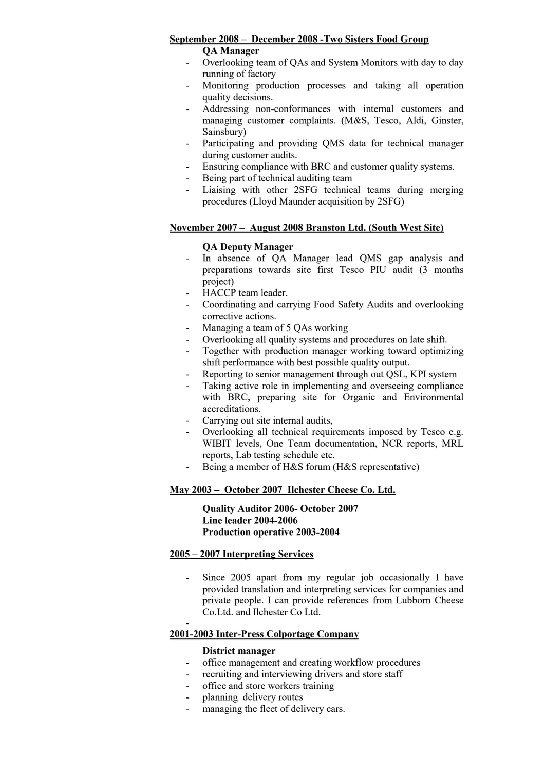**<u>September 2008 – December 2008 -Two Sisters Food Group</u>**

**QA Manager**

- Overlooking team of QAs and System Monitors with day to day running of factory
- Monitoring production processes and taking all operation quality decisions.
- Addressing non-conformances with internal customers and managing customer complaints. (M&S, Tesco, Aldi, Ginster, Sainsbury)
- Participating and providing QMS data for technical manager during customer audits.
- Ensuring compliance with BRC and customer quality systems.
- Being part of technical auditing team
- Liaising with other 2SFG technical teams during merging procedures (Lloyd Maunder acquisition by 2SFG)

**<u>November 2007 – August 2008 Branston Ltd. (South West Site)</u>**

**QA Deputy Manager**

- In absence of QA Manager lead QMS gap analysis and preparations towards site first Tesco PIU audit (3 months project)
- HACCP team leader.
- Coordinating and carrying Food Safety Audits and overlooking corrective actions.
- Managing a team of 5 QAs working
- Overlooking all quality systems and procedures on late shift.
- Together with production manager working toward optimizing shift performance with best possible quality output.
- Reporting to senior management through out QSL, KPI system
- Taking active role in implementing and overseeing compliance with BRC, preparing site for Organic and Environmental accreditations.
- Carrying out site internal audits,
- Overlooking all technical requirements imposed by Tesco e.g. WIBIT levels, One Team documentation, NCR reports, MRL reports, Lab testing schedule etc.
- Being a member of H&S forum (H&S representative)

**<u>May 2003 – October 2007 Ilchester Cheese Co. Ltd.</u>**

**Quality Auditor 2006- October 2007**
**Line leader 2004-2006**
**Production operative 2003-2004**

**<u>2005 – 2007 Interpreting Services</u>**

- Since 2005 apart from my regular job occasionally I have provided translation and interpreting services for companies and private people. I can provide references from Lubborn Cheese Co.Ltd. and Ilchester Co Ltd.
-

**<u>2001-2003 Inter-Press Colportage Company</u>**

**District manager**

- office management and creating workflow procedures
- recruiting and interviewing drivers and store staff
- office and store workers training
- planning delivery routes
- managing the fleet of delivery cars.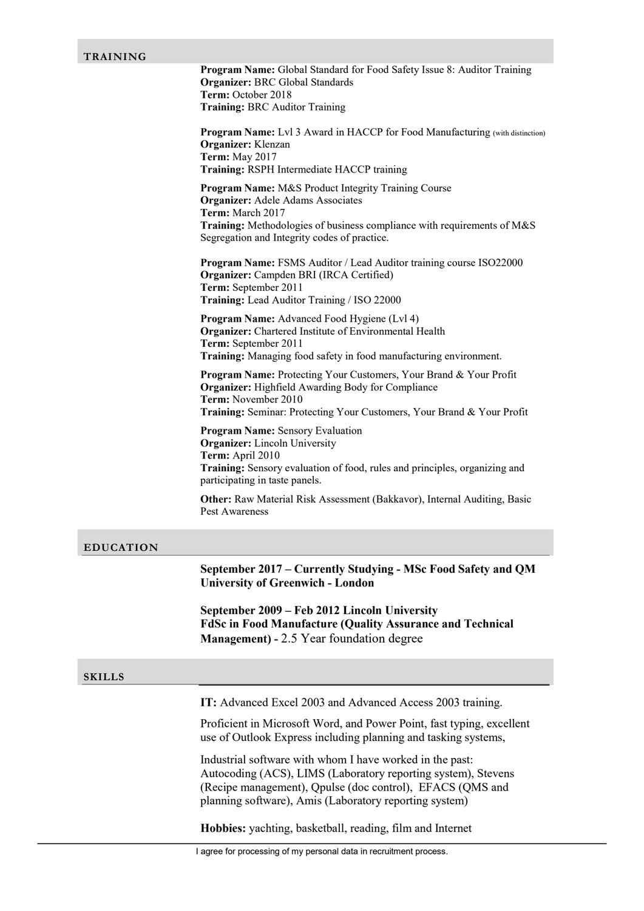## TRAINING

**Program Name:** Global Standard for Food Safety Issue 8: Auditor Training
**Organizer:** BRC Global Standards
**Term:** October 2018
**Training:** BRC Auditor Training

**Program Name:** Lvl 3 Award in HACCP for Food Manufacturing (with distinction)
**Organizer:** Klenzan
**Term:** May 2017
**Training:** RSPH Intermediate HACCP training

**Program Name:** M&S Product Integrity Training Course
**Organizer:** Adele Adams Associates
**Term:** March 2017
**Training:** Methodologies of business compliance with requirements of M&S Segregation and Integrity codes of practice.

**Program Name:** FSMS Auditor / Lead Auditor training course ISO22000
**Organizer:** Campden BRI (IRCA Certified)
**Term:** September 2011
**Training:** Lead Auditor Training / ISO 22000

**Program Name:** Advanced Food Hygiene (Lvl 4)
**Organizer:** Chartered Institute of Environmental Health
**Term:** September 2011
**Training:** Managing food safety in food manufacturing environment.

**Program Name:** Protecting Your Customers, Your Brand & Your Profit
**Organizer:** Highfield Awarding Body for Compliance
**Term:** November 2010
**Training:** Seminar: Protecting Your Customers, Your Brand & Your Profit

**Program Name:** Sensory Evaluation
**Organizer:** Lincoln University
**Term:** April 2010
**Training:** Sensory evaluation of food, rules and principles, organizing and participating in taste panels.

**Other:** Raw Material Risk Assessment (Bakkavor), Internal Auditing, Basic Pest Awareness

## EDUCATION

**September 2017 – Currently Studying - MSc Food Safety and QM**
**University of Greenwich - London**

**September 2009 – Feb 2012 Lincoln University**
**FdSc in Food Manufacture (Quality Assurance and Technical Management) -** 2.5 Year foundation degree

## SKILLS

**IT:** Advanced Excel 2003 and Advanced Access 2003 training.

Proficient in Microsoft Word, and Power Point, fast typing, excellent use of Outlook Express including planning and tasking systems,

Industrial software with whom I have worked in the past: Autocoding (ACS), LIMS (Laboratory reporting system), Stevens (Recipe management), Qpulse (doc control), EFACS (QMS and planning software), Amis (Laboratory reporting system)

**Hobbies:** yachting, basketball, reading, film and Internet

I agree for processing of my personal data in recruitment process.